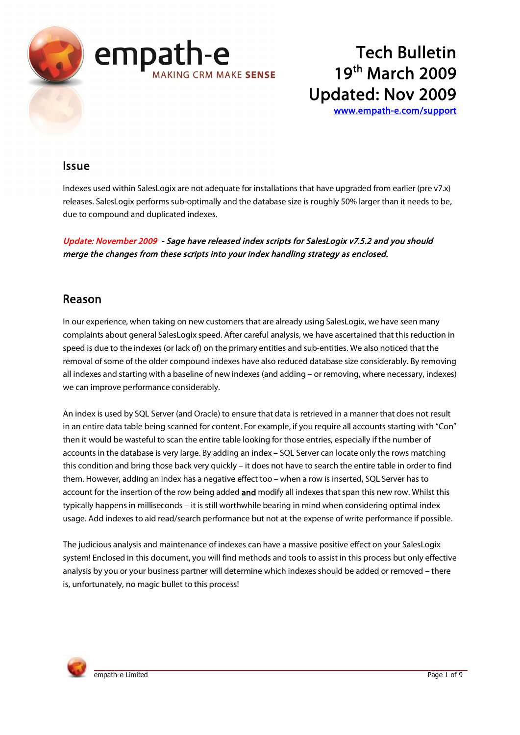empath-e
MAKING CRM MAKE **SENSE**

# Tech Bulletin
# 19th March 2009
# Updated: Nov 2009

www.empath-e.com/support

## Issue

Indexes used within SalesLogix are not adequate for installations that have upgraded from earlier (pre v7.x) releases. SalesLogix performs sub-optimally and the database size is roughly 50% larger than it needs to be, due to compound and duplicated indexes.

***Update: November 2009** - Sage have released index scripts for SalesLogix v7.5.2 and you should merge the changes from these scripts into your index handling strategy as enclosed.*

## Reason

In our experience, when taking on new customers that are already using SalesLogix, we have seen many complaints about general SalesLogix speed. After careful analysis, we have ascertained that this reduction in speed is due to the indexes (or lack of) on the primary entities and sub-entities. We also noticed that the removal of some of the older compound indexes have also reduced database size considerably. By removing all indexes and starting with a baseline of new indexes (and adding – or removing, where necessary, indexes) we can improve performance considerably.

An index is used by SQL Server (and Oracle) to ensure that data is retrieved in a manner that does not result in an entire data table being scanned for content. For example, if you require all accounts starting with "Con" then it would be wasteful to scan the entire table looking for those entries, especially if the number of accounts in the database is very large. By adding an index – SQL Server can locate only the rows matching this condition and bring those back very quickly – it does not have to search the entire table in order to find them. However, adding an index has a negative effect too – when a row is inserted, SQL Server has to account for the insertion of the row being added **and** modify all indexes that span this new row. Whilst this typically happens in milliseconds – it is still worthwhile bearing in mind when considering optimal index usage. Add indexes to aid read/search performance but not at the expense of write performance if possible.

The judicious analysis and maintenance of indexes can have a massive positive effect on your SalesLogix system! Enclosed in this document, you will find methods and tools to assist in this process but only effective analysis by you or your business partner will determine which indexes should be added or removed – there is, unfortunately, no magic bullet to this process!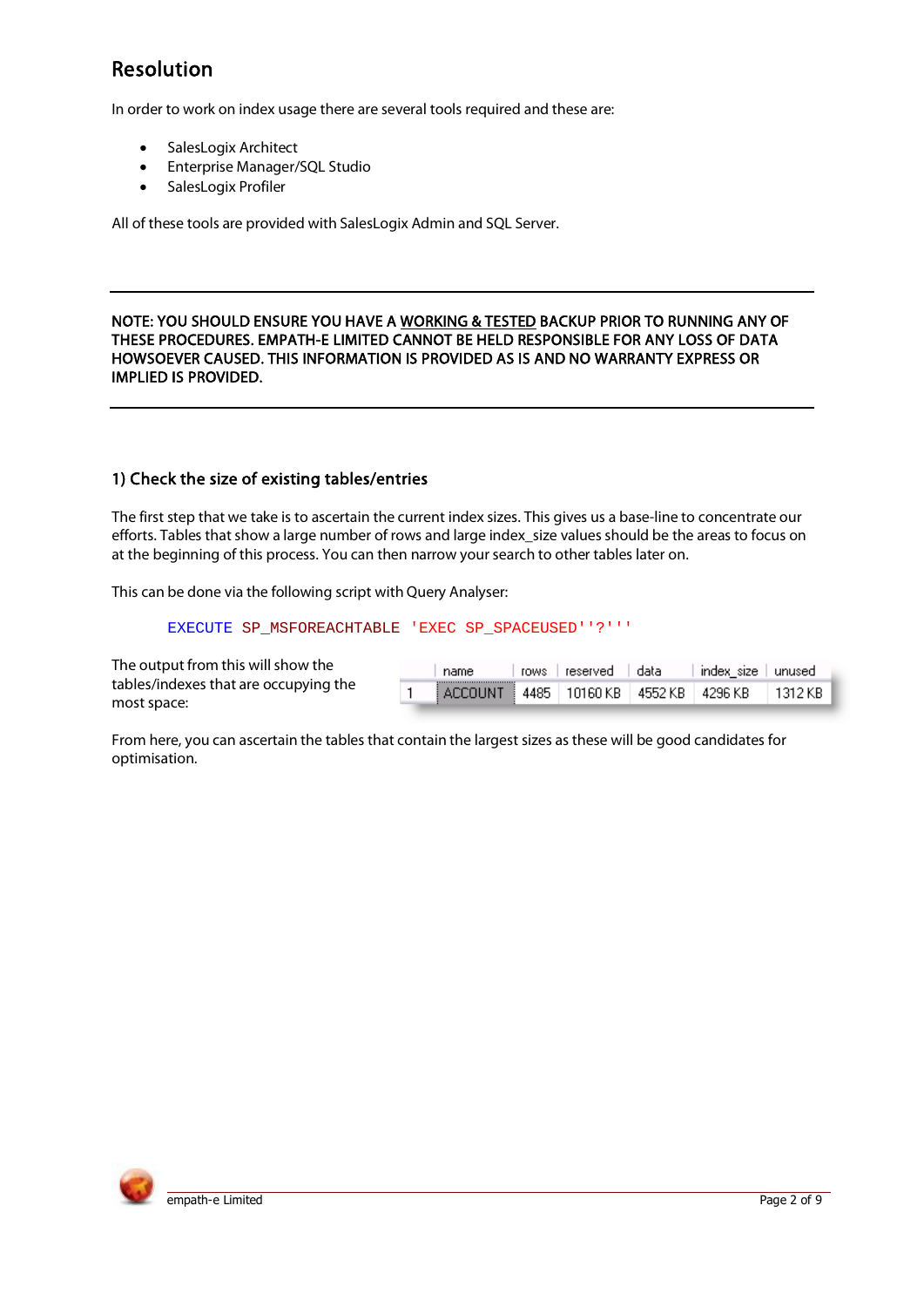## Resolution

In order to work on index usage there are several tools required and these are:

- SalesLogix Architect
- Enterprise Manager/SQL Studio
- SalesLogix Profiler

All of these tools are provided with SalesLogix Admin and SQL Server.

---

**NOTE: YOU SHOULD ENSURE YOU HAVE A WORKING & TESTED BACKUP PRIOR TO RUNNING ANY OF THESE PROCEDURES. EMPATH-E LIMITED CANNOT BE HELD RESPONSIBLE FOR ANY LOSS OF DATA HOWSOEVER CAUSED. THIS INFORMATION IS PROVIDED AS IS AND NO WARRANTY EXPRESS OR IMPLIED IS PROVIDED.**

---

### 1) Check the size of existing tables/entries

The first step that we take is to ascertain the current index sizes. This gives us a base-line to concentrate our efforts. Tables that show a large number of rows and large index_size values should be the areas to focus on at the beginning of this process. You can then narrow your search to other tables later on.

This can be done via the following script with Query Analyser:

```
EXECUTE SP_MSFOREACHTABLE 'EXEC SP_SPACEUSED''?'''
```

The output from this will show the tables/indexes that are occupying the most space:

| | name | rows | reserved | data | index_size | unused |
|---|---|---|---|---|---|---|
| 1 | ACCOUNT | 4485 | 10160 KB | 4552 KB | 4296 KB | 1312 KB |

From here, you can ascertain the tables that contain the largest sizes as these will be good candidates for optimisation.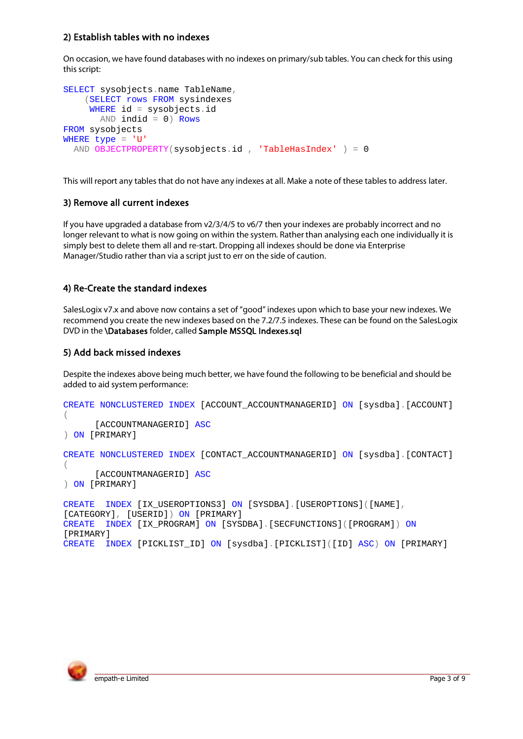## 2) Establish tables with no indexes

On occasion, we have found databases with no indexes on primary/sub tables. You can check for this using this script:

```
SELECT sysobjects.name TableName,
    (SELECT rows FROM sysindexes
     WHERE id = sysobjects.id
       AND indid = 0) Rows
FROM sysobjects
WHERE type = 'U'
  AND OBJECTPROPERTY(sysobjects.id , 'TableHasIndex' ) = 0
```

This will report any tables that do not have any indexes at all. Make a note of these tables to address later.

## 3) Remove all current indexes

If you have upgraded a database from v2/3/4/5 to v6/7 then your indexes are probably incorrect and no longer relevant to what is now going on within the system. Rather than analysing each one individually it is simply best to delete them all and re-start. Dropping all indexes should be done via Enterprise Manager/Studio rather than via a script just to err on the side of caution.

## 4) Re-Create the standard indexes

SalesLogix v7.x and above now contains a set of "good" indexes upon which to base your new indexes. We recommend you create the new indexes based on the 7.2/7.5 indexes. These can be found on the SalesLogix DVD in the **\Databases** folder, called **Sample MSSQL Indexes.sql**

## 5) Add back missed indexes

Despite the indexes above being much better, we have found the following to be beneficial and should be added to aid system performance:

```
CREATE NONCLUSTERED INDEX [ACCOUNT_ACCOUNTMANAGERID] ON [sysdba].[ACCOUNT]
(
      [ACCOUNTMANAGERID] ASC
) ON [PRIMARY]

CREATE NONCLUSTERED INDEX [CONTACT_ACCOUNTMANAGERID] ON [sysdba].[CONTACT]
(
      [ACCOUNTMANAGERID] ASC
) ON [PRIMARY]

CREATE  INDEX [IX_USEROPTIONS3] ON [SYSDBA].[USEROPTIONS]([NAME],
[CATEGORY], [USERID]) ON [PRIMARY]
CREATE  INDEX [IX_PROGRAM] ON [SYSDBA].[SECFUNCTIONS]([PROGRAM]) ON
[PRIMARY]
CREATE  INDEX [PICKLIST_ID] ON [sysdba].[PICKLIST]([ID] ASC) ON [PRIMARY]
```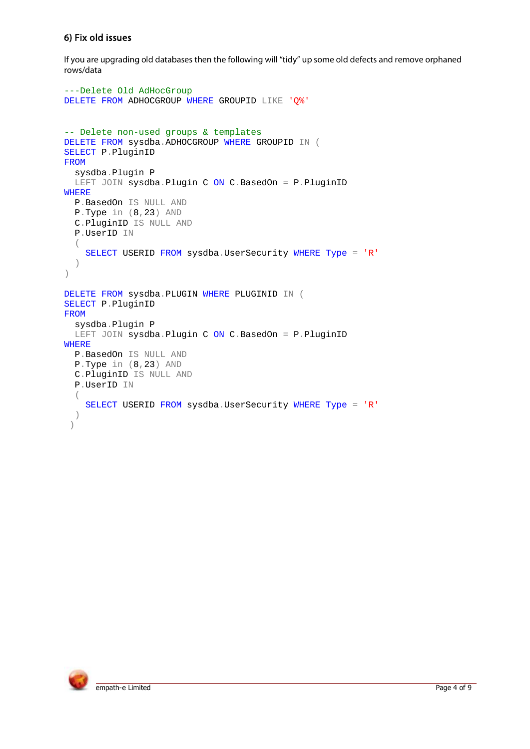### 6) Fix old issues

If you are upgrading old databases then the following will "tidy" up some old defects and remove orphaned rows/data

```
---Delete Old AdHocGroup
DELETE FROM ADHOCGROUP WHERE GROUPID LIKE 'Q%'


-- Delete non-used groups & templates
DELETE FROM sysdba.ADHOCGROUP WHERE GROUPID IN (
SELECT P.PluginID
FROM
  sysdba.Plugin P
  LEFT JOIN sysdba.Plugin C ON C.BasedOn = P.PluginID
WHERE
  P.BasedOn IS NULL AND
  P.Type in (8,23) AND
  C.PluginID IS NULL AND
  P.UserID IN
  (
    SELECT USERID FROM sysdba.UserSecurity WHERE Type = 'R'
  )
)

DELETE FROM sysdba.PLUGIN WHERE PLUGINID IN (
SELECT P.PluginID
FROM
  sysdba.Plugin P
  LEFT JOIN sysdba.Plugin C ON C.BasedOn = P.PluginID
WHERE
  P.BasedOn IS NULL AND
  P.Type in (8,23) AND
  C.PluginID IS NULL AND
  P.UserID IN
  (
    SELECT USERID FROM sysdba.UserSecurity WHERE Type = 'R'
  )
 )
```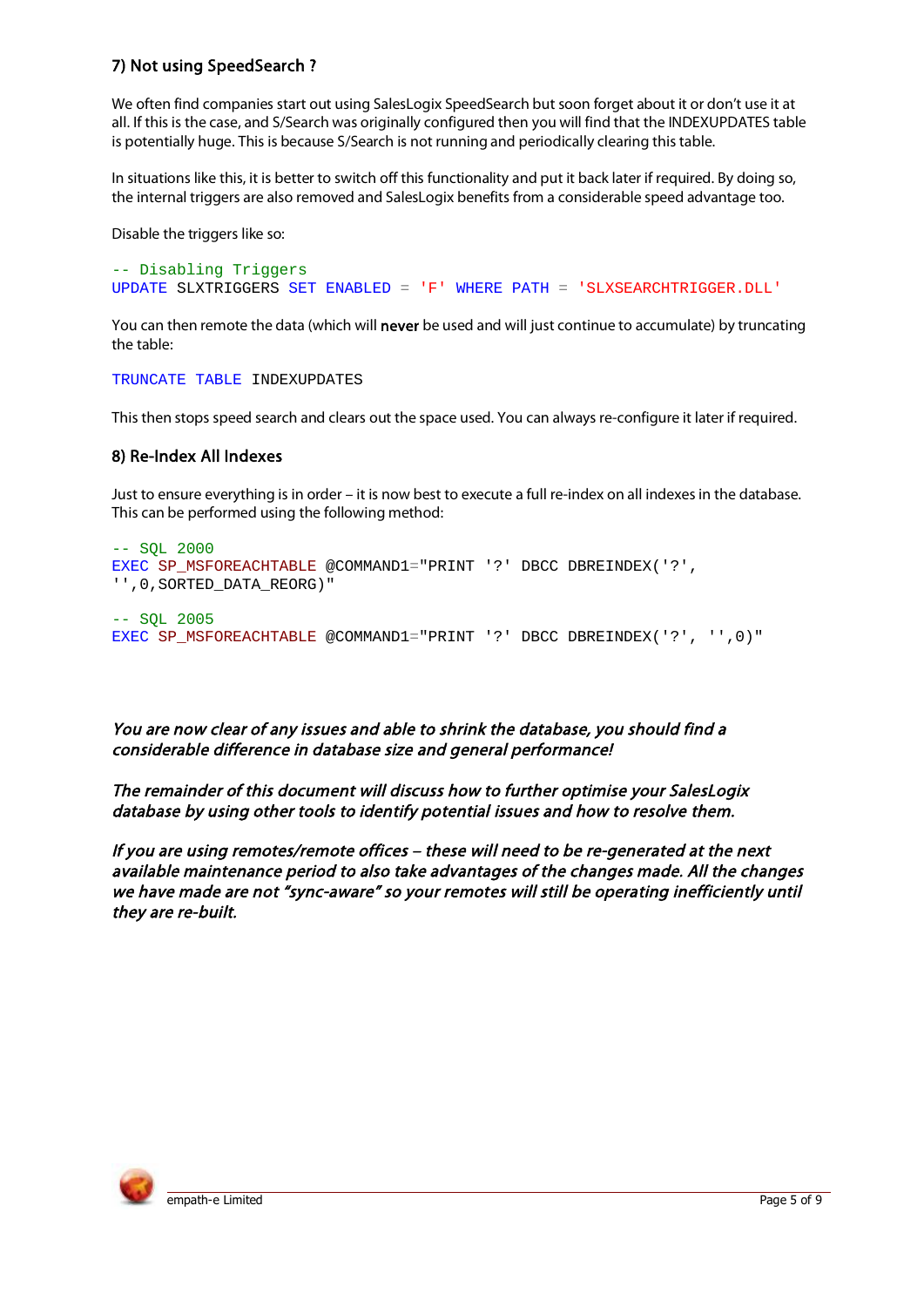### 7) Not using SpeedSearch ?

We often find companies start out using SalesLogix SpeedSearch but soon forget about it or don't use it at all. If this is the case, and S/Search was originally configured then you will find that the INDEXUPDATES table is potentially huge. This is because S/Search is not running and periodically clearing this table.

In situations like this, it is better to switch off this functionality and put it back later if required. By doing so, the internal triggers are also removed and SalesLogix benefits from a considerable speed advantage too.

Disable the triggers like so:

```
-- Disabling Triggers
UPDATE SLXTRIGGERS SET ENABLED = 'F' WHERE PATH = 'SLXSEARCHTRIGGER.DLL'
```

You can then remote the data (which will **never** be used and will just continue to accumulate) by truncating the table:

```
TRUNCATE TABLE INDEXUPDATES
```

This then stops speed search and clears out the space used. You can always re-configure it later if required.

### 8) Re-Index All Indexes

Just to ensure everything is in order – it is now best to execute a full re-index on all indexes in the database. This can be performed using the following method:

```
-- SQL 2000
EXEC SP_MSFOREACHTABLE @COMMAND1="PRINT '?' DBCC DBREINDEX('?',
'',0,SORTED_DATA_REORG)"

-- SQL 2005
EXEC SP_MSFOREACHTABLE @COMMAND1="PRINT '?' DBCC DBREINDEX('?', '',0)"
```

*You are now clear of any issues and able to shrink the database, you should find a considerable difference in database size and general performance!*

*The remainder of this document will discuss how to further optimise your SalesLogix database by using other tools to identify potential issues and how to resolve them.*

*If you are using remotes/remote offices – these will need to be re-generated at the next available maintenance period to also take advantages of the changes made. All the changes we have made are not "sync-aware" so your remotes will still be operating inefficiently until they are re-built.*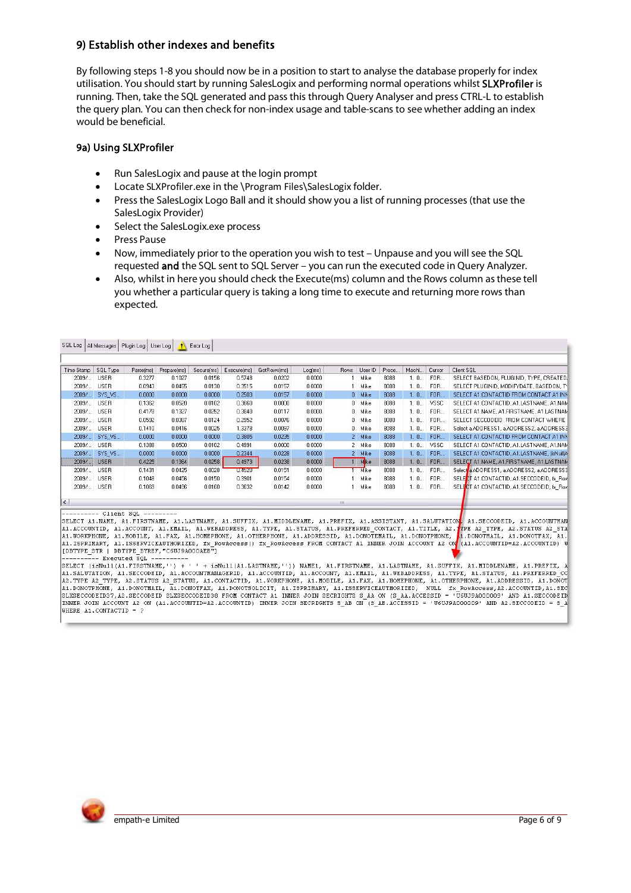## 9) Establish other indexes and benefits

By following steps 1-8 you should now be in a position to start to analyse the database properly for index utilisation. You should start by running SalesLogix and performing normal operations whilst **SLXProfiler** is running. Then, take the SQL generated and pass this through Query Analyser and press CTRL-L to establish the query plan. You can then check for non-index usage and table-scans to see whether adding an index would be beneficial.

### 9a) Using SLXProfiler

- Run SalesLogix and pause at the login prompt
- Locate SLXProfiler.exe in the \Program Files\SalesLogix folder.
- Press the SalesLogix Logo Ball and it should show you a list of running processes (that use the SalesLogix Provider)
- Select the SalesLogix.exe process
- Press Pause
- Now, immediately prior to the operation you wish to test – Unpause and you will see the SQL requested **and** the SQL sent to SQL Server – you can run the executed code in Query Analyzer.
- Also, whilst in here you should check the Execute(ms) column and the Rows column as these tell you whether a particular query is taking a long time to execute and returning more rows than expected.

SQL Log | All Messages | Plugin Log | User Log | Error Log

| Time Stamp | SQL Type | Parse(ms) | Prepare(ms) | Secure(ms) | Execute(ms) | GetRows(ms) | Log(ms) | Rows | User ID | Proce... | Machi... | Cursor | Client SQL |
|---|---|---|---|---|---|---|---|---|---|---|---|---|---|
| 2009/... | USER | 0.3277 | 0.1027 | 0.0156 | 0.5748 | 0.0202 | 0.0000 | 1 | Mike | 8088 | 1. 0... | FOR... | SELECT BASEDON, PLUGINID, TYPE, CREATED |
| 2009/... | USER | 0.0943 | 0.0455 | 0.0130 | 0.3515 | 0.0157 | 0.0000 | 1 | Mike | 8088 | 1. 0... | FOR... | SELECT PLUGINID, MODIFYDATE, BASEDON, T |
| 2009/... | SYS_VS... | 0.0000 | 0.0000 | 0.0000 | 0.2503 | 0.0157 | 0.0000 | 0 | Mike | 8088 | 1. 0... | FOR... | SELECT A1.CONTACTID FROM CONTACT A1 INN |
| 2009/... | USER | 0.1362 | 0.0520 | 0.0102 | 0.3660 | 0.0000 | 0.0000 | 0 | Mike | 8088 | 1. 0... | VSSC | SELECT A1.CONTACTID, A1.LASTNAME, A1.NAM |
| 2009/... | USER | 0.4179 | 0.1327 | 0.0252 | 0.3840 | 0.0117 | 0.0000 | 0 | Mike | 8088 | 1. 0... | FOR... | SELECT A1.NAME, A1.FIRSTNAME, A1.LASTNAM |
| 2009/... | USER | 0.0592 | 0.0367 | 0.0124 | 0.2952 | 0.0076 | 0.0000 | 0 | Mike | 8088 | 1. 0... | FOR... | SELECT SECCODEID FROM CONTACT WHERE |
| 2009/... | USER | 0.1410 | 0.0416 | 0.0025 | 1.3378 | 0.0067 | 0.0000 | 0 | Mike | 8088 | 1. 0... | FOR... | Select a.ADDRESS1, a.ADDRESS2, a.ADDRESS |
| 2009/... | SYS_VS... | 0.0000 | 0.0000 | 0.0000 | 0.3805 | 0.0235 | 0.0000 | 2 | Mike | 8088 | 1. 0... | FOR... | SELECT A1.CONTACTID FROM CONTACT A1 INN |
| 2009/... | USER | 0.1388 | 0.0500 | 0.0102 | 0.4991 | 0.0000 | 0.0000 | 2 | Mike | 8088 | 1. 0... | VSSC | SELECT A1.CONTACTID, A1.LASTNAME, A1.NAM |
| 2009/... | SYS_VS... | 0.0000 | 0.0000 | 0.0000 | 0.2344 | 0.0228 | 0.0000 | 2 | Mike | 8088 | 1. 0... | FOR... | SELECT A1.CONTACTID, A1.LASTNAME, isNull( |
| 2009/... | USER | 0.4225 | 0.1364 | 0.0258 | 0.4973 | 0.0238 | 0.0000 | 1 | Mike | 8088 | 1. 0... | FOR... | SELECT A1.NAME, A1.FIRSTNAME, A1.LASTNAM |
| 2009/... | USER | 0.1431 | 0.0425 | 0.0028 | 0.4520 | 0.0151 | 0.0000 | 1 | Mike | 8088 | 1. 0... | FOR... | Select a.ADDRESS1, a.ADDRESS2, a.ADDRESS |
| 2009/... | USER | 0.1048 | 0.0456 | 0.0150 | 0.3901 | 0.0154 | 0.0000 | 1 | Mike | 8088 | 1. 0... | FOR... | SELECT A1.CONTACTID, A1.SECCODEID, fx_Ro |
| 2009/... | USER | 0.1063 | 0.0436 | 0.0160 | 0.3632 | 0.0142 | 0.0000 | 1 | Mike | 8088 | 1. 0... | FOR... | SELECT A1.CONTACTID, A1.SECCODEID, fx_Ro |

```
---------- Client SQL ---------
SELECT A1.NAME, A1.FIRSTNAME, A1.LASTNAME, A1.SUFFIX, A1.MIDDLENAME, A1.PREFIX, A1.ASSISTANT, A1.SALUTATION, A1.SECCODEID, A1.ACCOUNTMAN
A1.ACCOUNTID, A1.ACCOUNT, A1.EMAIL, A1.WEBADDRESS, A1.TYPE, A1.STATUS, A1.PREFERRED_CONTACT, A1.TITLE, A2.TYPE A2_TYPE, A2.STATUS A2_STA
A1.WORKPHONE, A1.MOBILE, A1.FAX, A1.HOMEPHONE, A1.OTHERPHONE, A1.ADDRESSID, A1.DONOTEMAIL, A1.DONOTPHONE, A1.DONOTMAIL, A1.DONOTFAX, A1.
A1.ISPRIMARY, A1.ISSERVICEAUTHORIZED, fx_RowAccess() fx_RowAccess FROM CONTACT A1 INNER JOIN ACCOUNT A2 ON (A1.ACCOUNTID=A2.ACCOUNTID) W
[DBTYPE_STR | DBTYPE_BYREF,"C6UJ9A000AEB"]
---------- Executed SQL ----------
SELECT (isNull(A1.FIRSTNAME,'') + ' ' + isNull(A1.LASTNAME,'')) NAME1, A1.FIRSTNAME, A1.LASTNAME, A1.SUFFIX, A1.MIDDLENAME, A1.PREFIX, A
A1.SALUTATION, A1.SECCODEID, A1.ACCOUNTMANAGERID, A1.ACCOUNTID, A1.ACCOUNT, A1.EMAIL, A1.WEBADDRESS, A1.TYPE, A1.STATUS, A1.PREFERRED_CO
A2.TYPE A2_TYPE, A2.STATUS A2_STATUS, A1.CONTACTID, A1.WORKPHONE, A1.MOBILE, A1.FAX, A1.HOMEPHONE, A1.OTHERPHONE, A1.ADDRESSID, A1.DONOT
A1.DONOTPHONE, A1.DONOTMAIL, A1.DONOTFAX, A1.DONOTSOLICIT, A1.ISPRIMARY, A1.ISSERVICEAUTHORIZED, NULL fx_RowAccess,A2.ACCOUNTID,A1.SEC
SLXSECCODEID37,A2.SECCODEID SLXSECCODEID38 FROM CONTACT A1 INNER JOIN SECRIGHTS S_AA ON (S_AA.ACCESSID = 'U6UJ9A000009' AND A1.SECCODEID
INNER JOIN ACCOUNT A2 ON (A1.ACCOUNTID=A2.ACCOUNTID) INNER JOIN SECRIGHTS S_AB ON (S_AB.ACCESSID = 'U6UJ9A000009' AND A2.SECCODEID = S_A
WHERE A1.CONTACTID = ?
```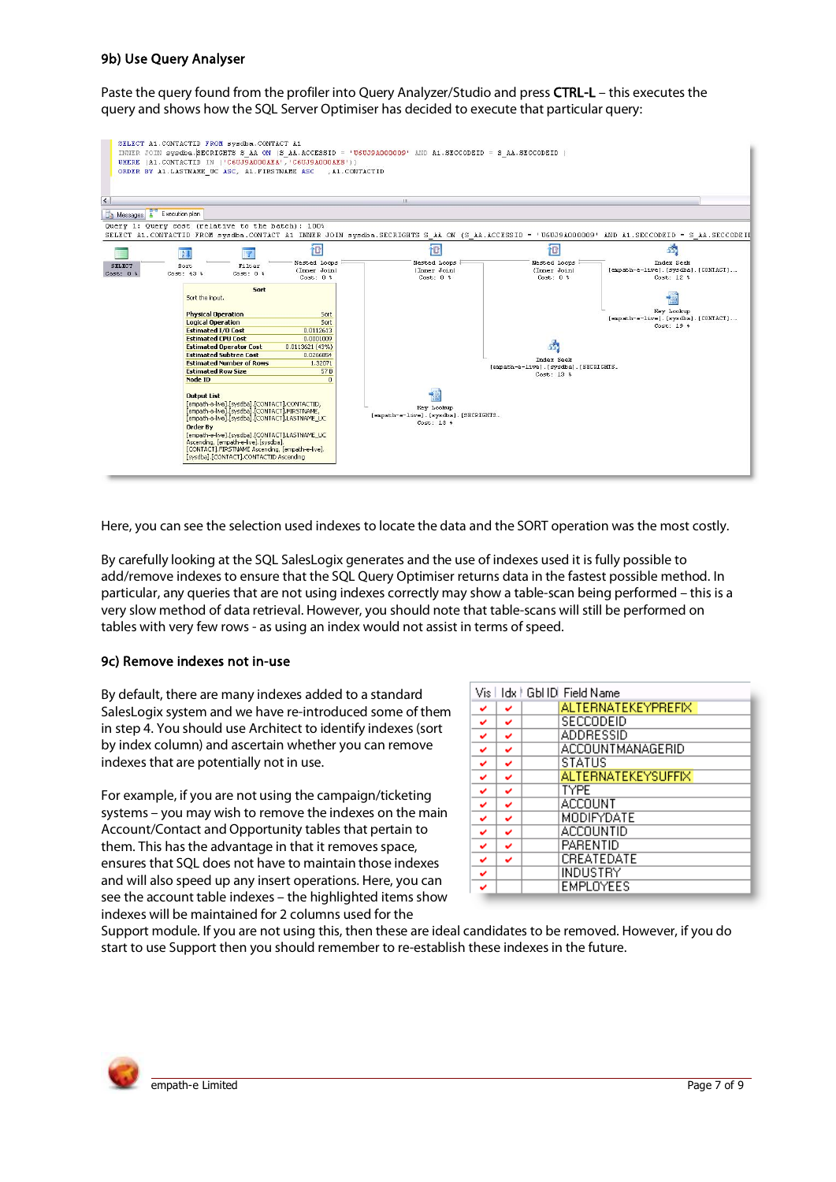### 9b) Use Query Analyser

Paste the query found from the profiler into Query Analyzer/Studio and press **CTRL-L** – this executes the query and shows how the SQL Server Optimiser has decided to execute that particular query:

```
SELECT A1.CONTACTID FROM sysdba.CONTACT A1
INNER JOIN sysdba.SECRIGHTS S_AA ON (S_AA.ACCESSID = 'U6UJ9A000009' AND A1.SECCODEID = S_AA.SECCODEID )
WHERE (A1.CONTACTID IN ('C6UJ9A000AZA','C6UJ9A000AZB'))
ORDER BY A1.LASTNAME_UC ASC, A1.FIRSTNAME ASC  ,A1.CONTACTID
```

Here, you can see the selection used indexes to locate the data and the SORT operation was the most costly.

By carefully looking at the SQL SalesLogix generates and the use of indexes used it is fully possible to add/remove indexes to ensure that the SQL Query Optimiser returns data in the fastest possible method. In particular, any queries that are not using indexes correctly may show a table-scan being performed – this is a very slow method of data retrieval. However, you should note that table-scans will still be performed on tables with very few rows - as using an index would not assist in terms of speed.

### 9c) Remove indexes not in-use

By default, there are many indexes added to a standard SalesLogix system and we have re-introduced some of them in step 4. You should use Architect to identify indexes (sort by index column) and ascertain whether you can remove indexes that are potentially not in use.

For example, if you are not using the campaign/ticketing systems – you may wish to remove the indexes on the main Account/Contact and Opportunity tables that pertain to them. This has the advantage in that it removes space, ensures that SQL does not have to maintain those indexes and will also speed up any insert operations. Here, you can see the account table indexes – the highlighted items show indexes will be maintained for 2 columns used for the Support module. If you are not using this, then these are ideal candidates to be removed. However, if you do start to use Support then you should remember to re-establish these indexes in the future.

| Vis | Idx | Gbl ID | Field Name |
|---|---|---|---|
| ✔ | ✔ | | ALTERNATEKEYPREFIX |
| ✔ | ✔ | | SECCODEID |
| ✔ | ✔ | | ADDRESSID |
| ✔ | ✔ | | ACCOUNTMANAGERID |
| ✔ | ✔ | | STATUS |
| ✔ | ✔ | | ALTERNATEKEYSUFFIX |
| ✔ | ✔ | | TYPE |
| ✔ | ✔ | | ACCOUNT |
| ✔ | ✔ | | MODIFYDATE |
| ✔ | ✔ | | ACCOUNTID |
| ✔ | ✔ | | PARENTID |
| ✔ | ✔ | | CREATEDATE |
| ✔ | | | INDUSTRY |
| ✔ | | | EMPLOYEES |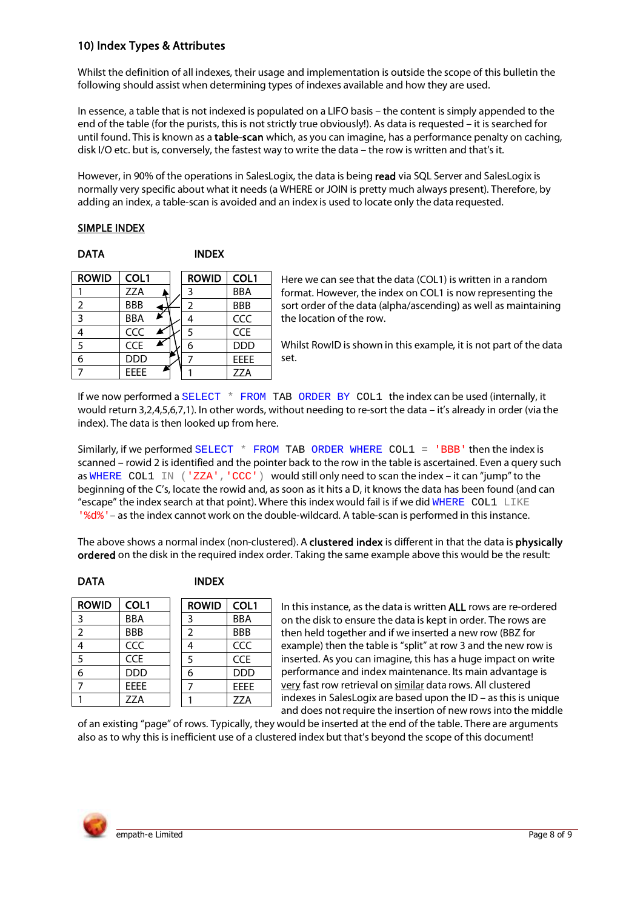## 10) Index Types & Attributes

Whilst the definition of all indexes, their usage and implementation is outside the scope of this bulletin the following should assist when determining types of indexes available and how they are used.

In essence, a table that is not indexed is populated on a LIFO basis – the content is simply appended to the end of the table (for the purists, this is not strictly true obviously!). As data is requested – it is searched for until found. This is known as a **table-scan** which, as you can imagine, has a performance penalty on caching, disk I/O etc. but is, conversely, the fastest way to write the data – the row is written and that's it.

However, in 90% of the operations in SalesLogix, the data is being **read** via SQL Server and SalesLogix is normally very specific about what it needs (a WHERE or JOIN is pretty much always present). Therefore, by adding an index, a table-scan is avoided and an index is used to locate only the data requested.

<u>SIMPLE INDEX</u>

**DATA**

| ROWID | COL1 |
|---|---|
| 1 | ZZA |
| 2 | BBB |
| 3 | BBA |
| 4 | CCC |
| 5 | CCE |
| 6 | DDD |
| 7 | EEEE |

**INDEX**

| ROWID | COL1 |
|---|---|
| 3 | BBA |
| 2 | BBB |
| 4 | CCC |
| 5 | CCE |
| 6 | DDD |
| 7 | EEEE |
| 1 | ZZA |

Here we can see that the data (COL1) is written in a random format. However, the index on COL1 is now representing the sort order of the data (alpha/ascending) as well as maintaining the location of the row.

Whilst RowID is shown in this example, it is not part of the data set.

If we now performed a `SELECT * FROM TAB ORDER BY COL1` the index can be used (internally, it would return 3,2,4,5,6,7,1). In other words, without needing to re-sort the data – it's already in order (via the index). The data is then looked up from here.

Similarly, if we performed `SELECT * FROM TAB ORDER WHERE COL1 = 'BBB'` then the index is scanned – rowid 2 is identified and the pointer back to the row in the table is ascertained. Even a query such as `WHERE COL1 IN ('ZZA','CCC')` would still only need to scan the index – it can "jump" to the beginning of the C's, locate the rowid and, as soon as it hits a D, it knows the data has been found (and can "escape" the index search at that point). Where this index would fail is if we did `WHERE COL1 LIKE '%d%'` – as the index cannot work on the double-wildcard. A table-scan is performed in this instance.

The above shows a normal index (non-clustered). A **clustered index** is different in that the data is **physically ordered** on the disk in the required index order. Taking the same example above this would be the result:

**DATA**

| ROWID | COL1 |
|---|---|
| 3 | BBA |
| 2 | BBB |
| 4 | CCC |
| 5 | CCE |
| 6 | DDD |
| 7 | EEEE |
| 1 | ZZA |

**INDEX**

| ROWID | COL1 |
|---|---|
| 3 | BBA |
| 2 | BBB |
| 4 | CCC |
| 5 | CCE |
| 6 | DDD |
| 7 | EEEE |
| 1 | ZZA |

In this instance, as the data is written **ALL** rows are re-ordered on the disk to ensure the data is kept in order. The rows are then held together and if we inserted a new row (BBZ for example) then the table is "split" at row 3 and the new row is inserted. As you can imagine, this has a huge impact on write performance and index maintenance. Its main advantage is <u>very</u> fast row retrieval on <u>similar</u> data rows. All clustered indexes in SalesLogix are based upon the ID – as this is unique and does not require the insertion of new rows into the middle of an existing "page" of rows. Typically, they would be inserted at the end of the table. There are arguments also as to why this is inefficient use of a clustered index but that's beyond the scope of this document!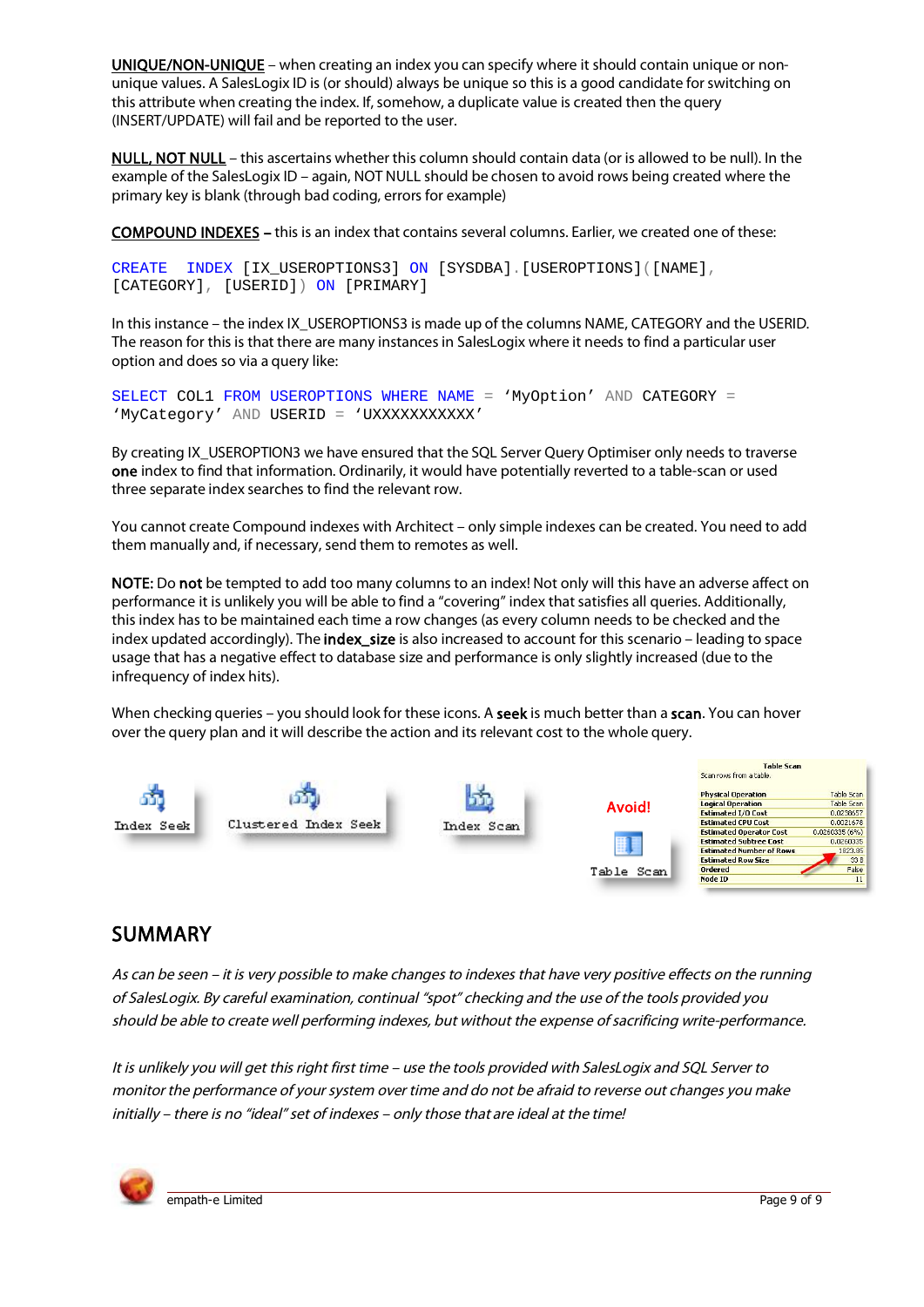**UNIQUE/NON-UNIQUE** – when creating an index you can specify where it should contain unique or non-unique values. A SalesLogix ID is (or should) always be unique so this is a good candidate for switching on this attribute when creating the index. If, somehow, a duplicate value is created then the query (INSERT/UPDATE) will fail and be reported to the user.

**NULL, NOT NULL** – this ascertains whether this column should contain data (or is allowed to be null). In the example of the SalesLogix ID – again, NOT NULL should be chosen to avoid rows being created where the primary key is blank (through bad coding, errors for example)

**COMPOUND INDEXES –** this is an index that contains several columns. Earlier, we created one of these:

```
CREATE  INDEX [IX_USEROPTIONS3] ON [SYSDBA].[USEROPTIONS]([NAME],
[CATEGORY], [USERID]) ON [PRIMARY]
```

In this instance – the index IX_USEROPTIONS3 is made up of the columns NAME, CATEGORY and the USERID. The reason for this is that there are many instances in SalesLogix where it needs to find a particular user option and does so via a query like:

```
SELECT COL1 FROM USEROPTIONS WHERE NAME = 'MyOption' AND CATEGORY =
'MyCategory' AND USERID = 'UXXXXXXXXXXX'
```

By creating IX_USEROPTION3 we have ensured that the SQL Server Query Optimiser only needs to traverse **one** index to find that information. Ordinarily, it would have potentially reverted to a table-scan or used three separate index searches to find the relevant row.

You cannot create Compound indexes with Architect – only simple indexes can be created. You need to add them manually and, if necessary, send them to remotes as well.

**NOTE:** Do **not** be tempted to add too many columns to an index! Not only will this have an adverse affect on performance it is unlikely you will be able to find a "covering" index that satisfies all queries. Additionally, this index has to be maintained each time a row changes (as every column needs to be checked and the index updated accordingly). The **index_size** is also increased to account for this scenario – leading to space usage that has a negative effect to database size and performance is only slightly increased (due to the infrequency of index hits).

When checking queries – you should look for these icons. A **seek** is much better than a **scan**. You can hover over the query plan and it will describe the action and its relevant cost to the whole query.

Index Seek    Clustered Index Seek    Index Scan    Avoid! Table Scan

Table Scan
Scan rows from a table.

| | |
|---|---|
| Physical Operation | Table Scan |
| Logical Operation | Table Scan |
| Estimated I/O Cost | 0.0238657 |
| Estimated CPU Cost | 0.0021678 |
| Estimated Operator Cost | 0.0260335 (6%) |
| Estimated Subtree Cost | 0.0260335 |
| Estimated Number of Rows | 1823.35 |
| Estimated Row Size | 33 B |
| Ordered | False |
| Node ID | 11 |

## SUMMARY

*As can be seen – it is very possible to make changes to indexes that have very positive effects on the running of SalesLogix. By careful examination, continual "spot" checking and the use of the tools provided you should be able to create well performing indexes, but without the expense of sacrificing write-performance.*

*It is unlikely you will get this right first time – use the tools provided with SalesLogix and SQL Server to monitor the performance of your system over time and do not be afraid to reverse out changes you make initially – there is no "ideal" set of indexes – only those that are ideal at the time!*